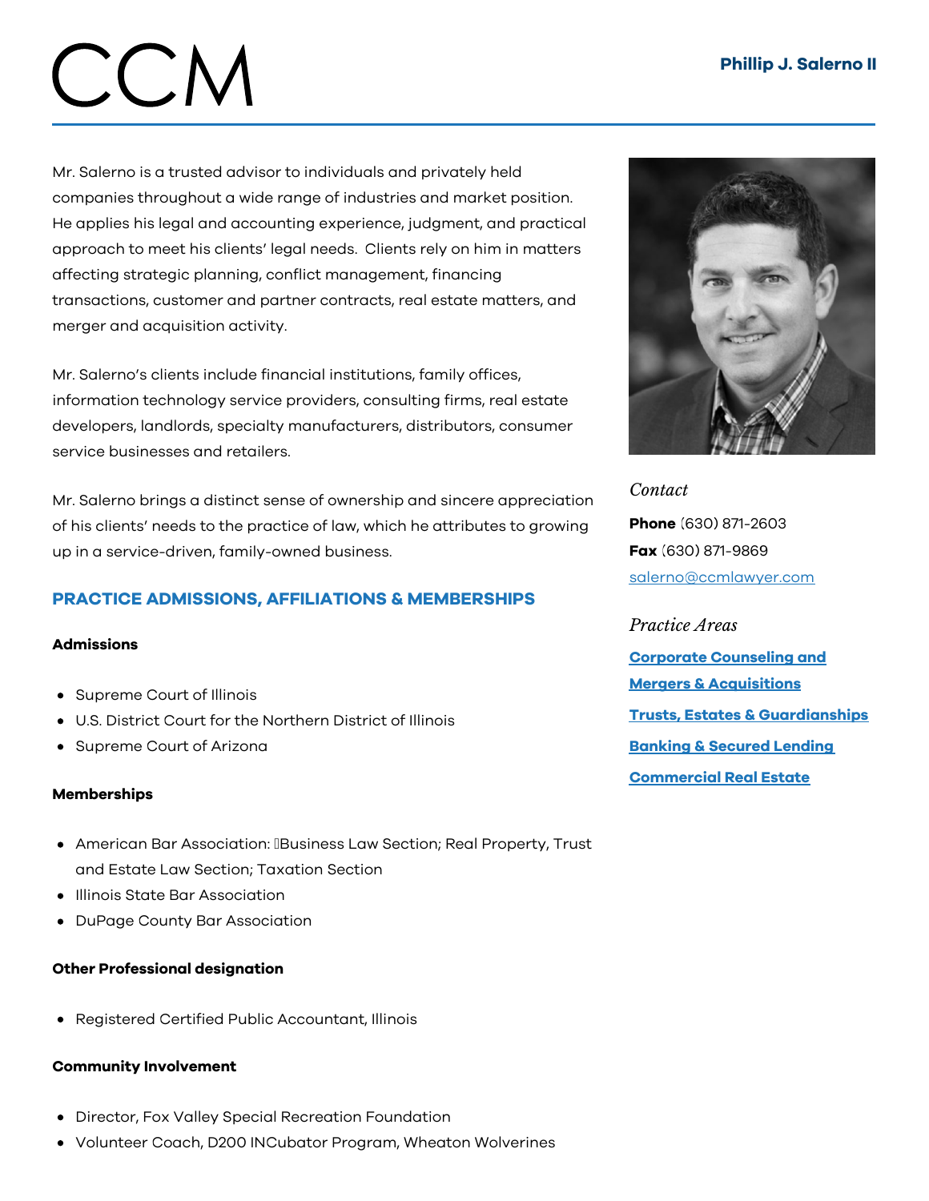# CCM

## Phillip J. Salerno II

Mr. Salerno is a trusted advisor to individuals and privately held companies throughout a wide range of industries and market position. He applies his legal and accounting experience, judgment, and practical approach to meet his clients' legal needs. Clients rely on him in matters affecting strategic planning, conflict management, financing transactions, customer and partner contracts, real estate matters, and merger and acquisition activity.

Mr. Salerno's clients include financial institutions, family offices, information technology service providers, consulting firms, real estate developers, landlords, specialty manufacturers, distributors, consumer service businesses and retailers.

Mr. Salerno brings a distinct sense of ownership and sincere appreciation of his clients' needs to the practice of law, which he attributes to growing up in a service-driven, family-owned business.

*Contact*

**Phone** (630) 871-2603

**Fax** (630) 871-9869

salerno@ccmlawyer.com

*Practice Areas*

**Corporate Counseling and Mergers & Acquisitions**

**Trusts, Estates & Guardianships**

**Banking & Secured Lending**

**Commercial Real Estate**

## PRACTICE ADMISSIONS, AFFILIATIONS & MEMBERSHIPS

#### Admissions

- Supreme Court of Illinois
- U.S. District Court for the Northern District of Illinois
- Supreme Court of Arizona

#### Memberships

- American Bar Association: Business Law Section; Real Property, Trust and Estate Law Section; Taxation Section
- Illinois State Bar Association
- DuPage County Bar Association

#### Other Professional designation

- Registered Certified Public Accountant, Illinois

#### Community Involvement

- Director, Fox Valley Special Recreation Foundation
- Volunteer Coach, D200 INCubator Program, Wheaton Wolverines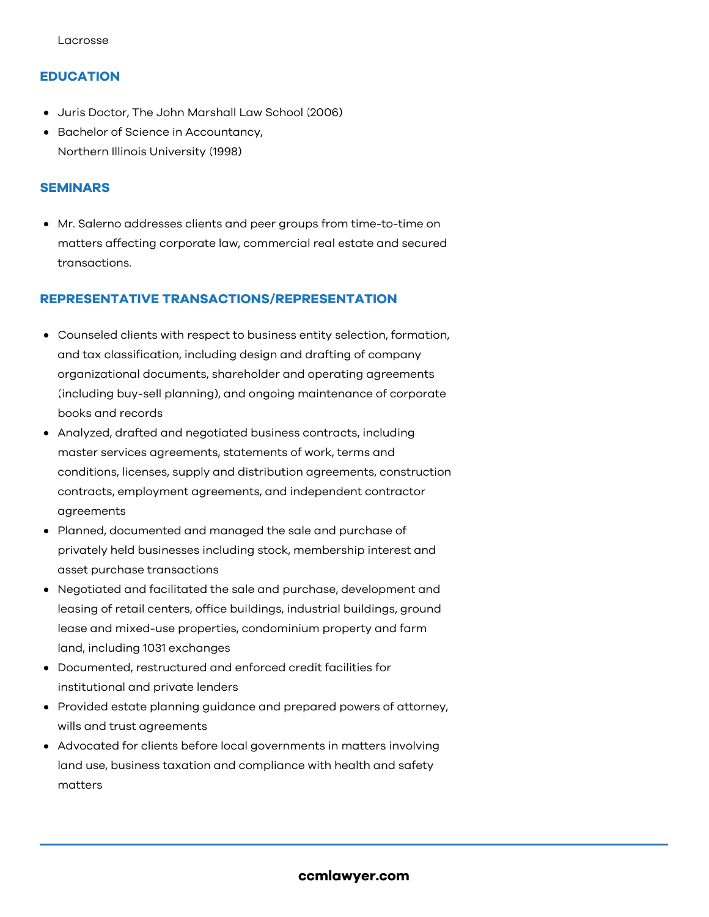Lacrosse

## EDUCATION

- Juris Doctor, The John Marshall Law School (2006)
- Bachelor of Science in Accountancy, Northern Illinois University (1998)

## SEMINARS

- Mr. Salerno addresses clients and peer groups from time-to-time on matters affecting corporate law, commercial real estate and secured transactions.

## REPRESENTATIVE TRANSACTIONS/REPRESENTATION

- Counseled clients with respect to business entity selection, formation, and tax classification, including design and drafting of company organizational documents, shareholder and operating agreements (including buy-sell planning), and ongoing maintenance of corporate books and records
- Analyzed, drafted and negotiated business contracts, including master services agreements, statements of work, terms and conditions, licenses, supply and distribution agreements, construction contracts, employment agreements, and independent contractor agreements
- Planned, documented and managed the sale and purchase of privately held businesses including stock, membership interest and asset purchase transactions
- Negotiated and facilitated the sale and purchase, development and leasing of retail centers, office buildings, industrial buildings, ground lease and mixed-use properties, condominium property and farm land, including 1031 exchanges
- Documented, restructured and enforced credit facilities for institutional and private lenders
- Provided estate planning guidance and prepared powers of attorney, wills and trust agreements
- Advocated for clients before local governments in matters involving land use, business taxation and compliance with health and safety matters